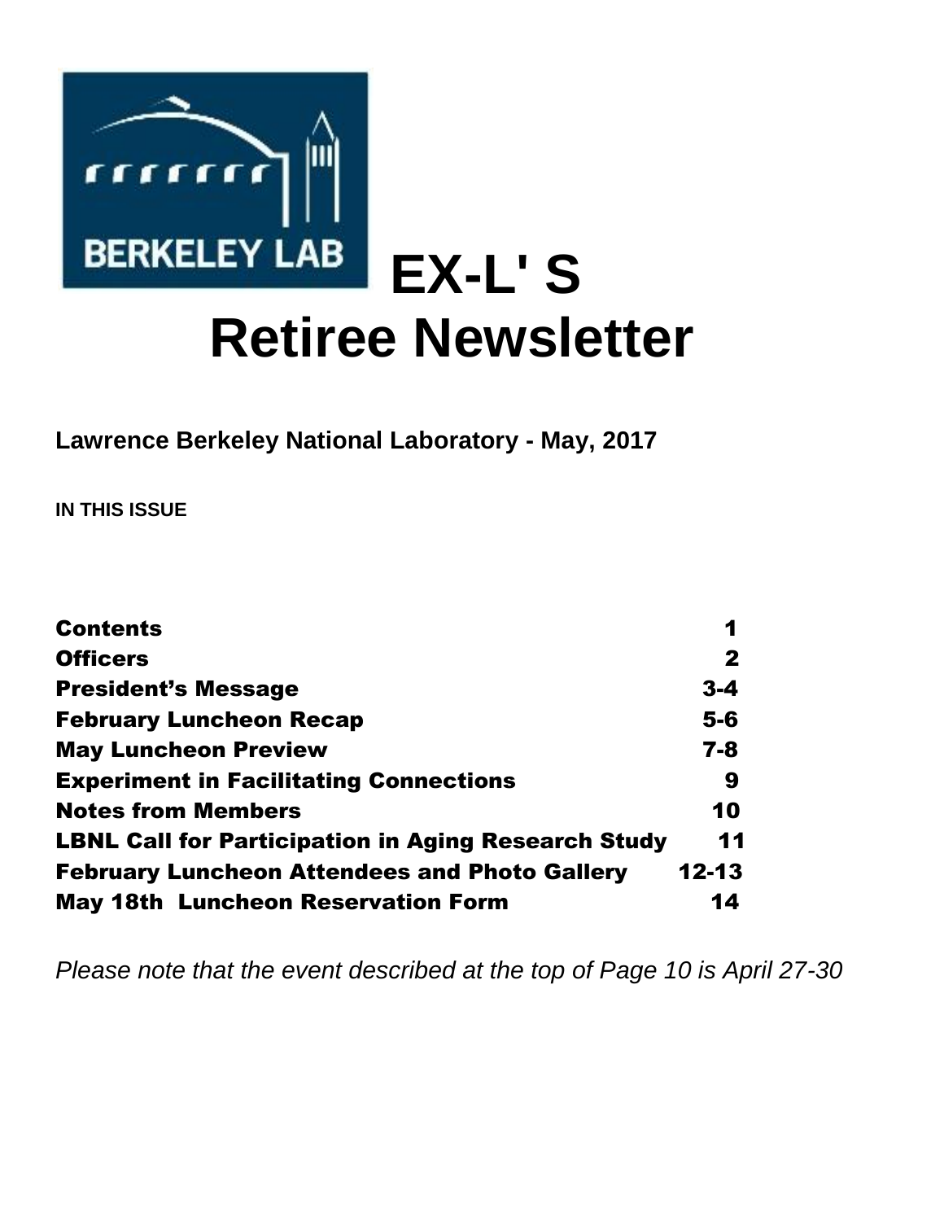BERKELEY LAB

# EX-L' S Retiree Newsletter

**Lawrence Berkeley National Laboratory - May, 2017**

**IN THIS ISSUE**

| | |
|---|---|
| **Contents** | **1** |
| **Officers** | **2** |
| **President's Message** | **3-4** |
| **February Luncheon Recap** | **5-6** |
| **May Luncheon Preview** | **7-8** |
| **Experiment in Facilitating Connections** | **9** |
| **Notes from Members** | **10** |
| **LBNL Call for Participation in Aging Research Study** | **11** |
| **February Luncheon Attendees and Photo Gallery** | **12-13** |
| **May 18th Luncheon Reservation Form** | **14** |

*Please note that the event described at the top of Page 10 is April 27-30*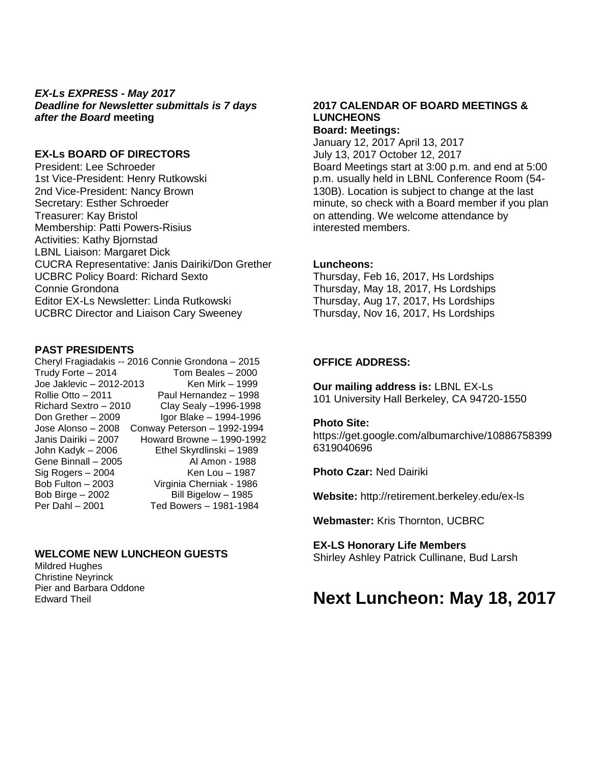***EX-Ls EXPRESS - May 2017***
***Deadline for Newsletter submittals is 7 days after the Board* meeting**

## EX-Ls BOARD OF DIRECTORS

President: Lee Schroeder
1st Vice-President: Henry Rutkowski
2nd Vice-President: Nancy Brown
Secretary: Esther Schroeder
Treasurer: Kay Bristol
Membership: Patti Powers-Risius
Activities: Kathy Bjornstad
LBNL Liaison: Margaret Dick
CUCRA Representative: Janis Dairiki/Don Grether
UCBRC Policy Board: Richard Sexto
Connie Grondona
Editor EX-Ls Newsletter: Linda Rutkowski
UCBRC Director and Liaison Cary Sweeney

## PAST PRESIDENTS

Cheryl Fragiadakis -- 2016
Connie Grondona – 2015
Trudy Forte – 2014
Joe Jaklevic – 2012-2013
Rollie Otto – 2011
Richard Sextro – 2010
Don Grether – 2009
Jose Alonso – 2008
Janis Dairiki – 2007
John Kadyk – 2006
Gene Binnall – 2005
Sig Rogers – 2004
Bob Fulton – 2003
Bob Birge – 2002
Per Dahl – 2001
Tom Beales – 2000
Ken Mirk – 1999
Paul Hernandez – 1998
Clay Sealy –1996-1998
Igor Blake – 1994-1996
Conway Peterson – 1992-1994
Howard Browne – 1990-1992
Ethel Skyrdlinski – 1989
Al Amon - 1988
Ken Lou – 1987
Virginia Cherniak - 1986
Bill Bigelow – 1985
Ted Bowers – 1981-1984

## WELCOME NEW LUNCHEON GUESTS

Mildred Hughes
Christine Neyrinck
Pier and Barbara Oddone
Edward Theil

## 2017 CALENDAR OF BOARD MEETINGS & LUNCHEONS

**Board: Meetings:**

January 12, 2017 April 13, 2017
July 13, 2017 October 12, 2017
Board Meetings start at 3:00 p.m. and end at 5:00 p.m. usually held in LBNL Conference Room (54-130B). Location is subject to change at the last minute, so check with a Board member if you plan on attending. We welcome attendance by interested members.

**Luncheons:**

Thursday, Feb 16, 2017, Hs Lordships
Thursday, May 18, 2017, Hs Lordships
Thursday, Aug 17, 2017, Hs Lordships
Thursday, Nov 16, 2017, Hs Lordships

## OFFICE ADDRESS:

**Our mailing address is:** LBNL EX-Ls
101 University Hall Berkeley, CA 94720-1550

**Photo Site:**
https://get.google.com/albumarchive/108867583996319040696

**Photo Czar:** Ned Dairiki

**Website:** http://retirement.berkeley.edu/ex-ls

**Webmaster:** Kris Thornton, UCBRC

**EX-LS Honorary Life Members**
Shirley Ashley Patrick Cullinane, Bud Larsh

# Next Luncheon: May 18, 2017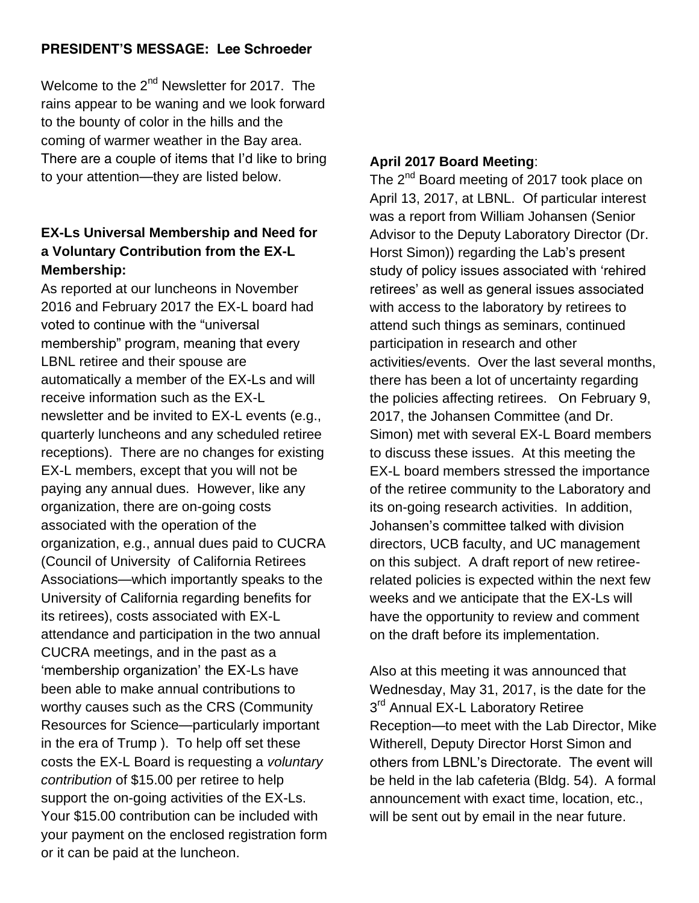**PRESIDENT'S MESSAGE: Lee Schroeder**

Welcome to the 2nd Newsletter for 2017. The rains appear to be waning and we look forward to the bounty of color in the hills and the coming of warmer weather in the Bay area. There are a couple of items that I'd like to bring to your attention—they are listed below.

**EX-Ls Universal Membership and Need for a Voluntary Contribution from the EX-L Membership:**

As reported at our luncheons in November 2016 and February 2017 the EX-L board had voted to continue with the "universal membership" program, meaning that every LBNL retiree and their spouse are automatically a member of the EX-Ls and will receive information such as the EX-L newsletter and be invited to EX-L events (e.g., quarterly luncheons and any scheduled retiree receptions). There are no changes for existing EX-L members, except that you will not be paying any annual dues. However, like any organization, there are on-going costs associated with the operation of the organization, e.g., annual dues paid to CUCRA (Council of University of California Retirees Associations—which importantly speaks to the University of California regarding benefits for its retirees), costs associated with EX-L attendance and participation in the two annual CUCRA meetings, and in the past as a 'membership organization' the EX-Ls have been able to make annual contributions to worthy causes such as the CRS (Community Resources for Science—particularly important in the era of Trump ). To help off set these costs the EX-L Board is requesting a *voluntary contribution* of $15.00 per retiree to help support the on-going activities of the EX-Ls. Your $15.00 contribution can be included with your payment on the enclosed registration form or it can be paid at the luncheon.

**April 2017 Board Meeting**:

The 2nd Board meeting of 2017 took place on April 13, 2017, at LBNL. Of particular interest was a report from William Johansen (Senior Advisor to the Deputy Laboratory Director (Dr. Horst Simon)) regarding the Lab's present study of policy issues associated with 'rehired retirees' as well as general issues associated with access to the laboratory by retirees to attend such things as seminars, continued participation in research and other activities/events. Over the last several months, there has been a lot of uncertainty regarding the policies affecting retirees. On February 9, 2017, the Johansen Committee (and Dr. Simon) met with several EX-L Board members to discuss these issues. At this meeting the EX-L board members stressed the importance of the retiree community to the Laboratory and its on-going research activities. In addition, Johansen's committee talked with division directors, UCB faculty, and UC management on this subject. A draft report of new retiree-related policies is expected within the next few weeks and we anticipate that the EX-Ls will have the opportunity to review and comment on the draft before its implementation.

Also at this meeting it was announced that Wednesday, May 31, 2017, is the date for the 3rd Annual EX-L Laboratory Retiree Reception—to meet with the Lab Director, Mike Witherell, Deputy Director Horst Simon and others from LBNL's Directorate. The event will be held in the lab cafeteria (Bldg. 54). A formal announcement with exact time, location, etc., will be sent out by email in the near future.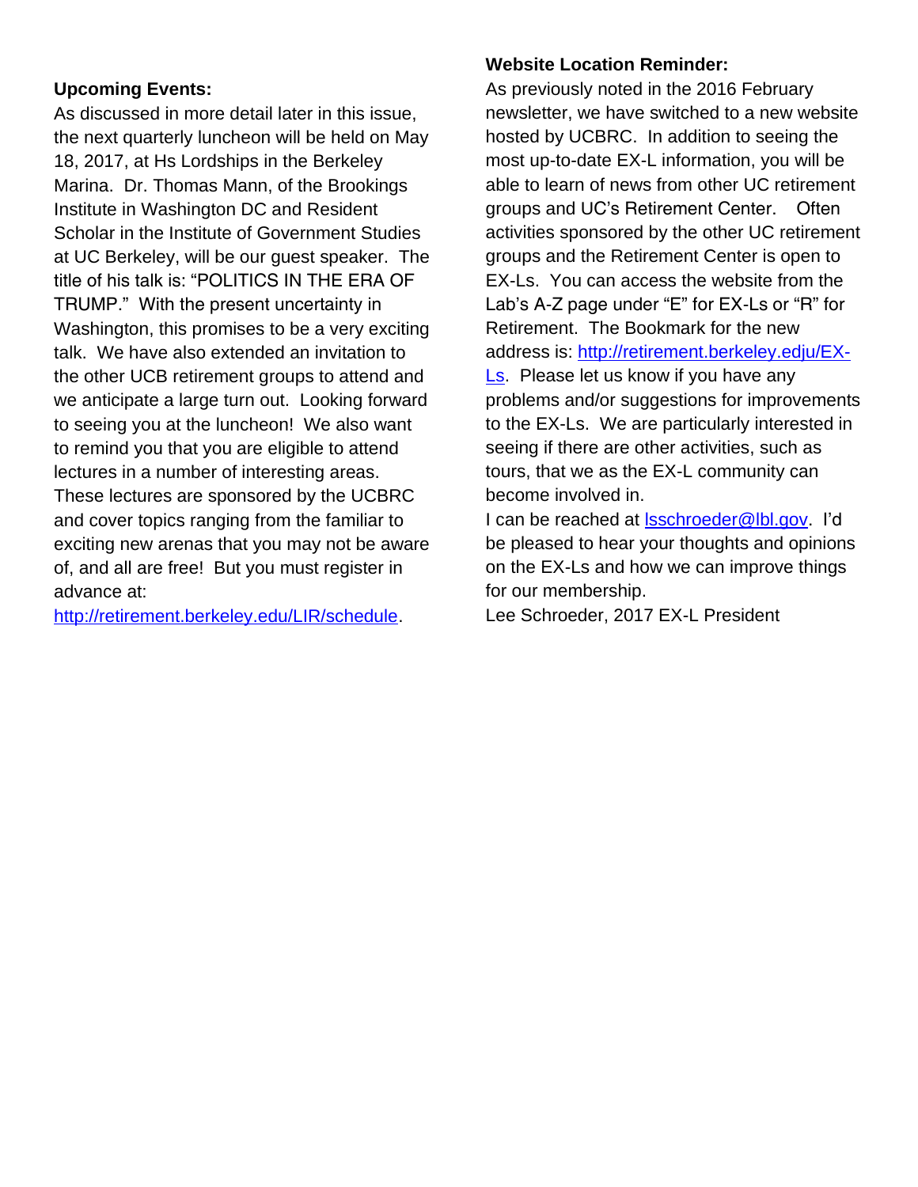**Upcoming Events:**

As discussed in more detail later in this issue, the next quarterly luncheon will be held on May 18, 2017, at Hs Lordships in the Berkeley Marina. Dr. Thomas Mann, of the Brookings Institute in Washington DC and Resident Scholar in the Institute of Government Studies at UC Berkeley, will be our guest speaker. The title of his talk is: "POLITICS IN THE ERA OF TRUMP." With the present uncertainty in Washington, this promises to be a very exciting talk. We have also extended an invitation to the other UCB retirement groups to attend and we anticipate a large turn out. Looking forward to seeing you at the luncheon! We also want to remind you that you are eligible to attend lectures in a number of interesting areas. These lectures are sponsored by the UCBRC and cover topics ranging from the familiar to exciting new arenas that you may not be aware of, and all are free! But you must register in advance at: [http://retirement.berkeley.edu/LIR/schedule](http://retirement.berkeley.edu/LIR/schedule).

**Website Location Reminder:**

As previously noted in the 2016 February newsletter, we have switched to a new website hosted by UCBRC. In addition to seeing the most up-to-date EX-L information, you will be able to learn of news from other UC retirement groups and UC's Retirement Center. Often activities sponsored by the other UC retirement groups and the Retirement Center is open to EX-Ls. You can access the website from the Lab's A-Z page under "E" for EX-Ls or "R" for Retirement. The Bookmark for the new address is: [http://retirement.berkeley.edju/EX-Ls](http://retirement.berkeley.edju/EX-Ls). Please let us know if you have any problems and/or suggestions for improvements to the EX-Ls. We are particularly interested in seeing if there are other activities, such as tours, that we as the EX-L community can become involved in.

I can be reached at [lsschroeder@lbl.gov](mailto:lsschroeder@lbl.gov). I'd be pleased to hear your thoughts and opinions on the EX-Ls and how we can improve things for our membership.

Lee Schroeder, 2017 EX-L President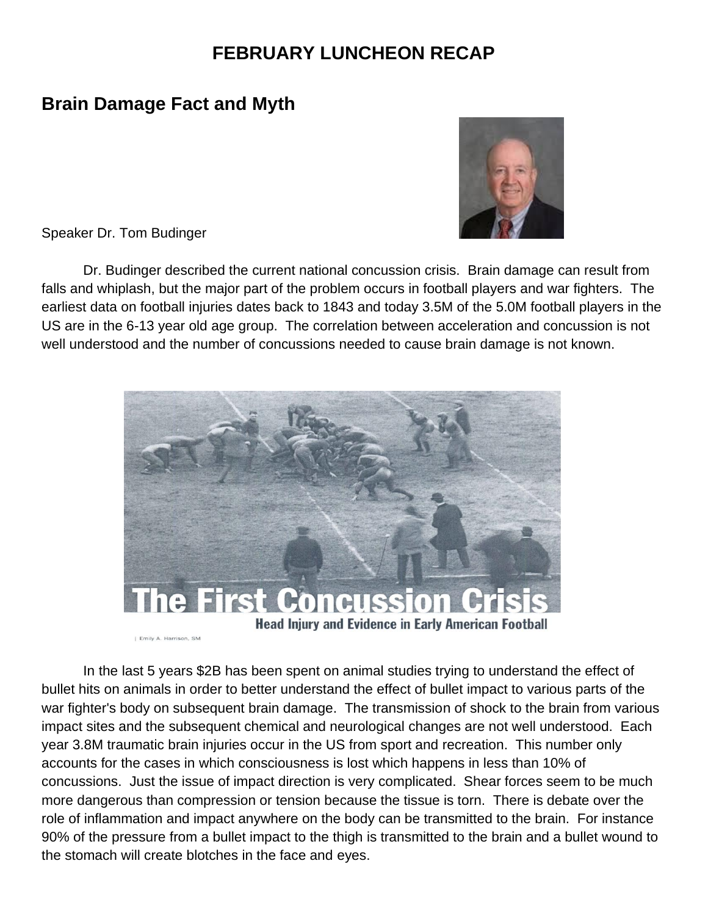# FEBRUARY LUNCHEON RECAP

## Brain Damage Fact and Myth

Speaker Dr. Tom Budinger

Dr. Budinger described the current national concussion crisis. Brain damage can result from falls and whiplash, but the major part of the problem occurs in football players and war fighters. The earliest data on football injuries dates back to 1843 and today 3.5M of the 5.0M football players in the US are in the 6-13 year old age group. The correlation between acceleration and concussion is not well understood and the number of concussions needed to cause brain damage is not known.

In the last 5 years $2B has been spent on animal studies trying to understand the effect of bullet hits on animals in order to better understand the effect of bullet impact to various parts of the war fighter's body on subsequent brain damage. The transmission of shock to the brain from various impact sites and the subsequent chemical and neurological changes are not well understood. Each year 3.8M traumatic brain injuries occur in the US from sport and recreation. This number only accounts for the cases in which consciousness is lost which happens in less than 10% of concussions. Just the issue of impact direction is very complicated. Shear forces seem to be much more dangerous than compression or tension because the tissue is torn. There is debate over the role of inflammation and impact anywhere on the body can be transmitted to the brain. For instance 90% of the pressure from a bullet impact to the thigh is transmitted to the brain and a bullet wound to the stomach will create blotches in the face and eyes.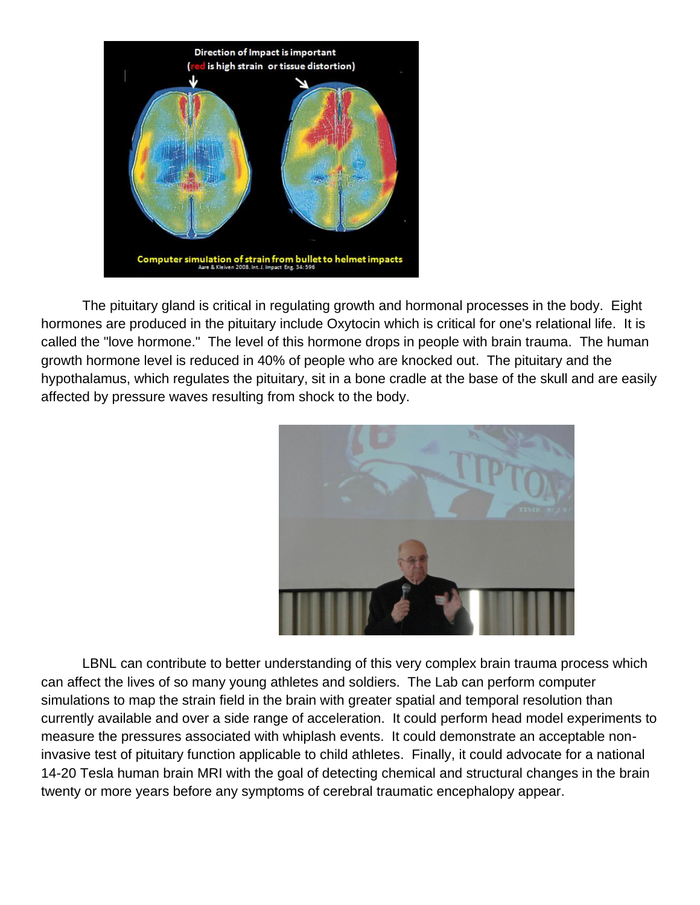The pituitary gland is critical in regulating growth and hormonal processes in the body. Eight hormones are produced in the pituitary include Oxytocin which is critical for one's relational life. It is called the "love hormone." The level of this hormone drops in people with brain trauma. The human growth hormone level is reduced in 40% of people who are knocked out. The pituitary and the hypothalamus, which regulates the pituitary, sit in a bone cradle at the base of the skull and are easily affected by pressure waves resulting from shock to the body.

LBNL can contribute to better understanding of this very complex brain trauma process which can affect the lives of so many young athletes and soldiers. The Lab can perform computer simulations to map the strain field in the brain with greater spatial and temporal resolution than currently available and over a side range of acceleration. It could perform head model experiments to measure the pressures associated with whiplash events. It could demonstrate an acceptable non-invasive test of pituitary function applicable to child athletes. Finally, it could advocate for a national 14-20 Tesla human brain MRI with the goal of detecting chemical and structural changes in the brain twenty or more years before any symptoms of cerebral traumatic encephalopy appear.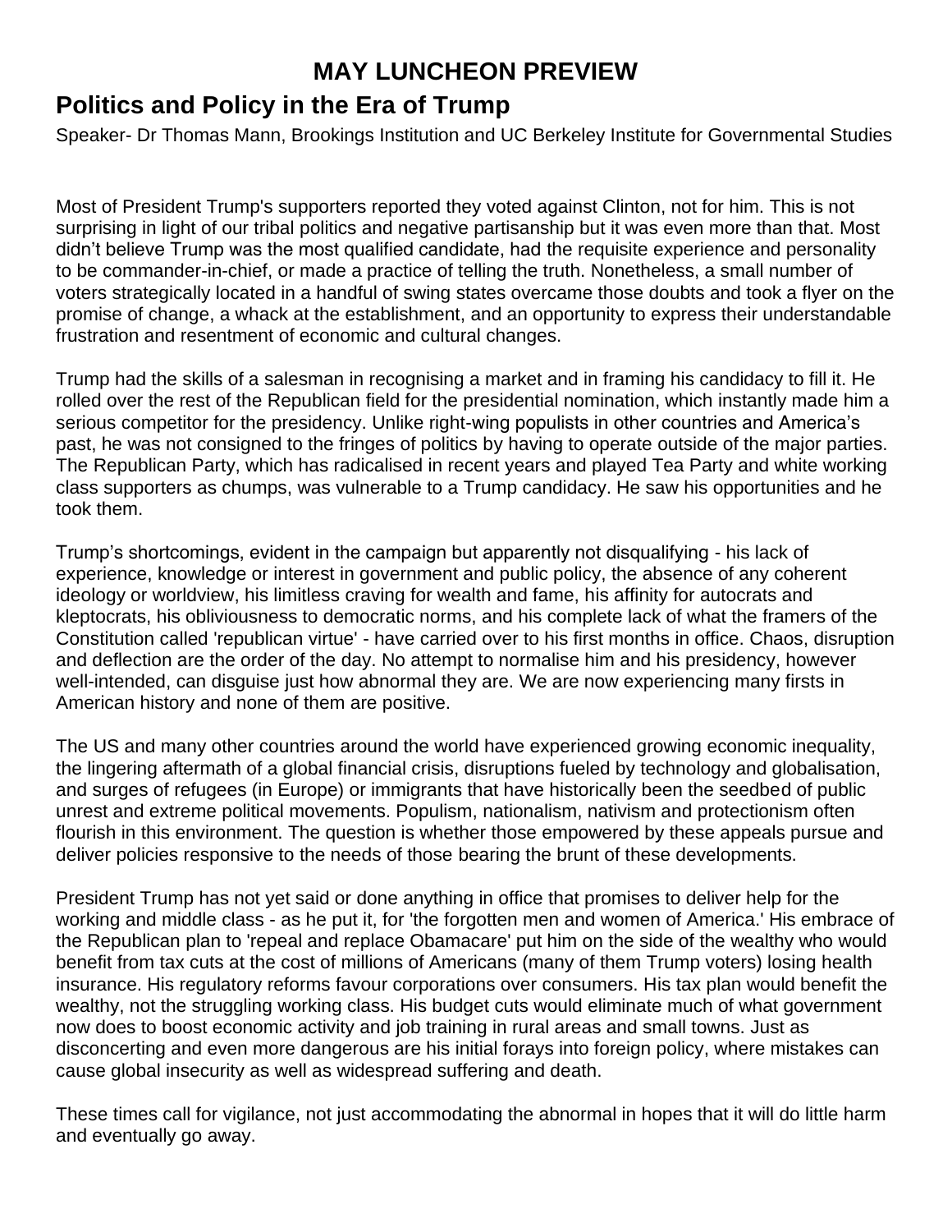# MAY LUNCHEON PREVIEW

## Politics and Policy in the Era of Trump

Speaker- Dr Thomas Mann, Brookings Institution and UC Berkeley Institute for Governmental Studies

Most of President Trump's supporters reported they voted against Clinton, not for him. This is not surprising in light of our tribal politics and negative partisanship but it was even more than that. Most didn't believe Trump was the most qualified candidate, had the requisite experience and personality to be commander-in-chief, or made a practice of telling the truth. Nonetheless, a small number of voters strategically located in a handful of swing states overcame those doubts and took a flyer on the promise of change, a whack at the establishment, and an opportunity to express their understandable frustration and resentment of economic and cultural changes.

Trump had the skills of a salesman in recognising a market and in framing his candidacy to fill it. He rolled over the rest of the Republican field for the presidential nomination, which instantly made him a serious competitor for the presidency. Unlike right-wing populists in other countries and America's past, he was not consigned to the fringes of politics by having to operate outside of the major parties. The Republican Party, which has radicalised in recent years and played Tea Party and white working class supporters as chumps, was vulnerable to a Trump candidacy. He saw his opportunities and he took them.

Trump's shortcomings, evident in the campaign but apparently not disqualifying - his lack of experience, knowledge or interest in government and public policy, the absence of any coherent ideology or worldview, his limitless craving for wealth and fame, his affinity for autocrats and kleptocrats, his obliviousness to democratic norms, and his complete lack of what the framers of the Constitution called 'republican virtue' - have carried over to his first months in office. Chaos, disruption and deflection are the order of the day. No attempt to normalise him and his presidency, however well-intended, can disguise just how abnormal they are. We are now experiencing many firsts in American history and none of them are positive.

The US and many other countries around the world have experienced growing economic inequality, the lingering aftermath of a global financial crisis, disruptions fueled by technology and globalisation, and surges of refugees (in Europe) or immigrants that have historically been the seedbed of public unrest and extreme political movements. Populism, nationalism, nativism and protectionism often flourish in this environment. The question is whether those empowered by these appeals pursue and deliver policies responsive to the needs of those bearing the brunt of these developments.

President Trump has not yet said or done anything in office that promises to deliver help for the working and middle class - as he put it, for 'the forgotten men and women of America.' His embrace of the Republican plan to 'repeal and replace Obamacare' put him on the side of the wealthy who would benefit from tax cuts at the cost of millions of Americans (many of them Trump voters) losing health insurance. His regulatory reforms favour corporations over consumers. His tax plan would benefit the wealthy, not the struggling working class. His budget cuts would eliminate much of what government now does to boost economic activity and job training in rural areas and small towns. Just as disconcerting and even more dangerous are his initial forays into foreign policy, where mistakes can cause global insecurity as well as widespread suffering and death.

These times call for vigilance, not just accommodating the abnormal in hopes that it will do little harm and eventually go away.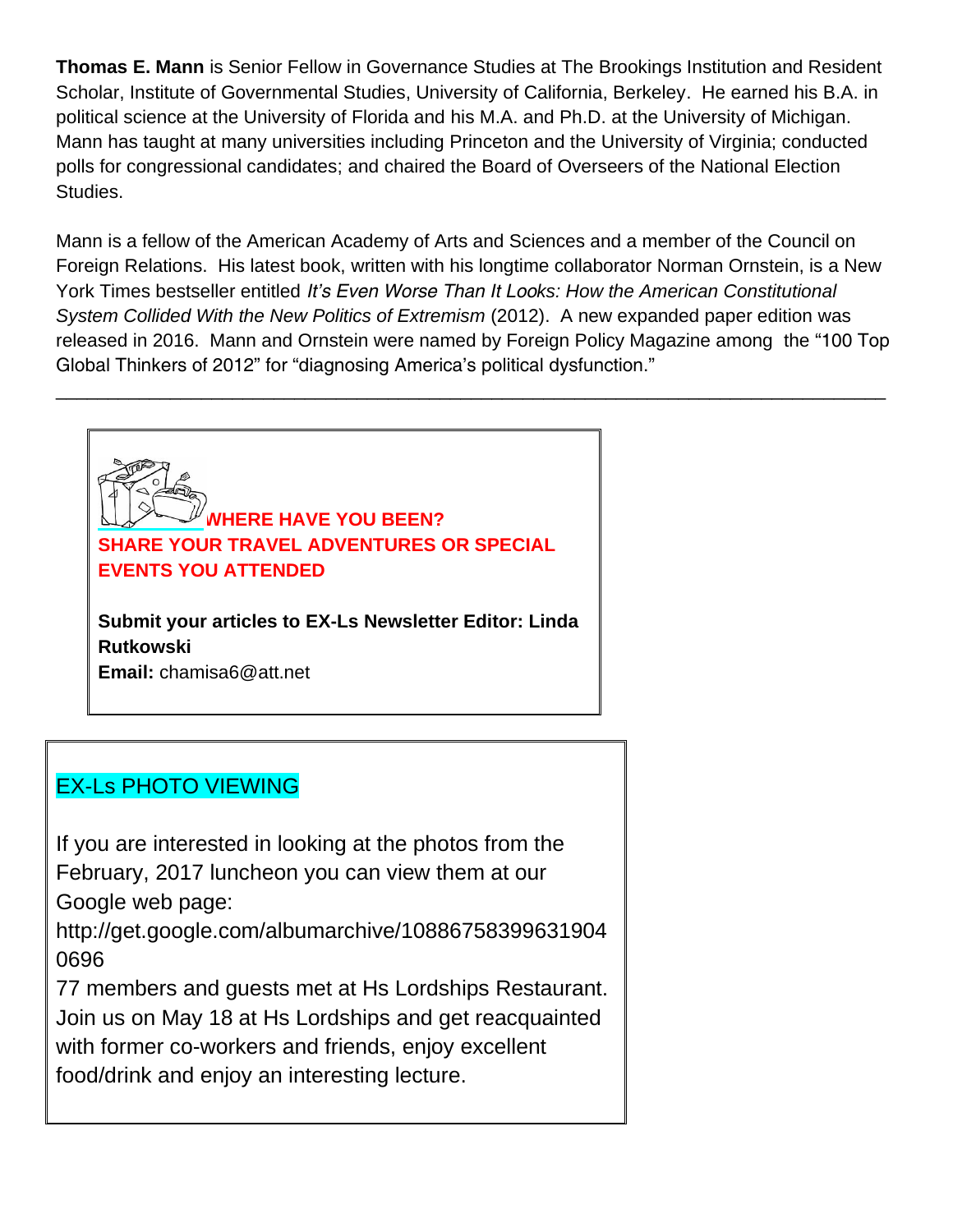**Thomas E. Mann** is Senior Fellow in Governance Studies at The Brookings Institution and Resident Scholar, Institute of Governmental Studies, University of California, Berkeley. He earned his B.A. in political science at the University of Florida and his M.A. and Ph.D. at the University of Michigan. Mann has taught at many universities including Princeton and the University of Virginia; conducted polls for congressional candidates; and chaired the Board of Overseers of the National Election Studies.

Mann is a fellow of the American Academy of Arts and Sciences and a member of the Council on Foreign Relations. His latest book, written with his longtime collaborator Norman Ornstein, is a New York Times bestseller entitled *It's Even Worse Than It Looks: How the American Constitutional System Collided With the New Politics of Extremism* (2012). A new expanded paper edition was released in 2016. Mann and Ornstein were named by Foreign Policy Magazine among the "100 Top Global Thinkers of 2012" for "diagnosing America's political dysfunction."

---

**WHERE HAVE YOU BEEN?**
**SHARE YOUR TRAVEL ADVENTURES OR SPECIAL EVENTS YOU ATTENDED**

**Submit your articles to EX-Ls Newsletter Editor: Linda Rutkowski**
**Email:** chamisa6@att.net

## EX-Ls PHOTO VIEWING

If you are interested in looking at the photos from the February, 2017 luncheon you can view them at our Google web page:
http://get.google.com/albumarchive/108867583996319040696
77 members and guests met at Hs Lordships Restaurant. Join us on May 18 at Hs Lordships and get reacquainted with former co-workers and friends, enjoy excellent food/drink and enjoy an interesting lecture.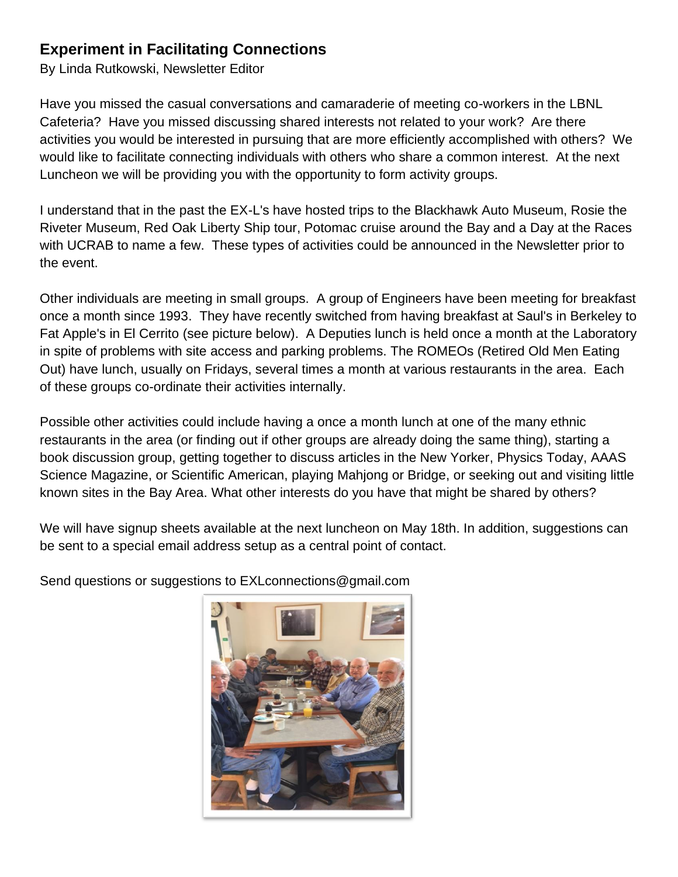## Experiment in Facilitating Connections

By Linda Rutkowski, Newsletter Editor

Have you missed the casual conversations and camaraderie of meeting co-workers in the LBNL Cafeteria? Have you missed discussing shared interests not related to your work? Are there activities you would be interested in pursuing that are more efficiently accomplished with others? We would like to facilitate connecting individuals with others who share a common interest. At the next Luncheon we will be providing you with the opportunity to form activity groups.

I understand that in the past the EX-L's have hosted trips to the Blackhawk Auto Museum, Rosie the Riveter Museum, Red Oak Liberty Ship tour, Potomac cruise around the Bay and a Day at the Races with UCRAB to name a few. These types of activities could be announced in the Newsletter prior to the event.

Other individuals are meeting in small groups. A group of Engineers have been meeting for breakfast once a month since 1993. They have recently switched from having breakfast at Saul's in Berkeley to Fat Apple's in El Cerrito (see picture below). A Deputies lunch is held once a month at the Laboratory in spite of problems with site access and parking problems. The ROMEOs (Retired Old Men Eating Out) have lunch, usually on Fridays, several times a month at various restaurants in the area. Each of these groups co-ordinate their activities internally.

Possible other activities could include having a once a month lunch at one of the many ethnic restaurants in the area (or finding out if other groups are already doing the same thing), starting a book discussion group, getting together to discuss articles in the New Yorker, Physics Today, AAAS Science Magazine, or Scientific American, playing Mahjong or Bridge, or seeking out and visiting little known sites in the Bay Area. What other interests do you have that might be shared by others?

We will have signup sheets available at the next luncheon on May 18th. In addition, suggestions can be sent to a special email address setup as a central point of contact.

Send questions or suggestions to EXLconnections@gmail.com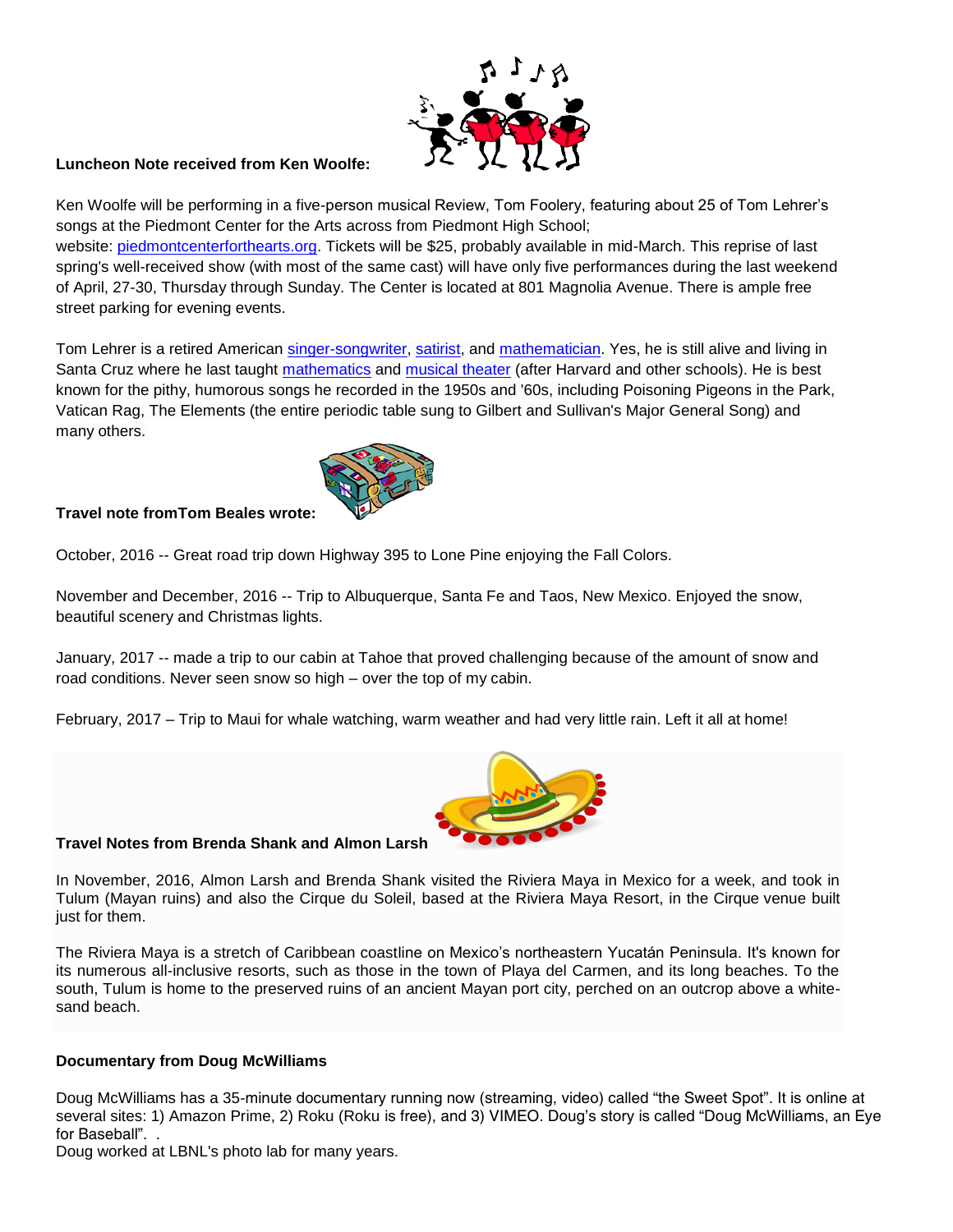**Luncheon Note received from Ken Woolfe:**

Ken Woolfe will be performing in a five-person musical Review, Tom Foolery, featuring about 25 of Tom Lehrer's songs at the Piedmont Center for the Arts across from Piedmont High School; website: [piedmontcenterforthearts.org](piedmontcenterforthearts.org). Tickets will be $25, probably available in mid-March. This reprise of last spring's well-received show (with most of the same cast) will have only five performances during the last weekend of April, 27-30, Thursday through Sunday. The Center is located at 801 Magnolia Avenue. There is ample free street parking for evening events.

Tom Lehrer is a retired American singer-songwriter, satirist, and mathematician. Yes, he is still alive and living in Santa Cruz where he last taught mathematics and musical theater (after Harvard and other schools). He is best known for the pithy, humorous songs he recorded in the 1950s and '60s, including Poisoning Pigeons in the Park, Vatican Rag, The Elements (the entire periodic table sung to Gilbert and Sullivan's Major General Song) and many others.

**Travel note fromTom Beales wrote:**

October, 2016 -- Great road trip down Highway 395 to Lone Pine enjoying the Fall Colors.

November and December, 2016 -- Trip to Albuquerque, Santa Fe and Taos, New Mexico. Enjoyed the snow, beautiful scenery and Christmas lights.

January, 2017 -- made a trip to our cabin at Tahoe that proved challenging because of the amount of snow and road conditions. Never seen snow so high – over the top of my cabin.

February, 2017 – Trip to Maui for whale watching, warm weather and had very little rain. Left it all at home!

**Travel Notes from Brenda Shank and Almon Larsh**

In November, 2016, Almon Larsh and Brenda Shank visited the Riviera Maya in Mexico for a week, and took in Tulum (Mayan ruins) and also the Cirque du Soleil, based at the Riviera Maya Resort, in the Cirque venue built just for them.

The Riviera Maya is a stretch of Caribbean coastline on Mexico's northeastern Yucatán Peninsula. It's known for its numerous all-inclusive resorts, such as those in the town of Playa del Carmen, and its long beaches. To the south, Tulum is home to the preserved ruins of an ancient Mayan port city, perched on an outcrop above a white-sand beach.

**Documentary from Doug McWilliams**

Doug McWilliams has a 35-minute documentary running now (streaming, video) called "the Sweet Spot". It is online at several sites: 1) Amazon Prime, 2) Roku (Roku is free), and 3) VIMEO. Doug's story is called "Doug McWilliams, an Eye for Baseball". .
Doug worked at LBNL's photo lab for many years.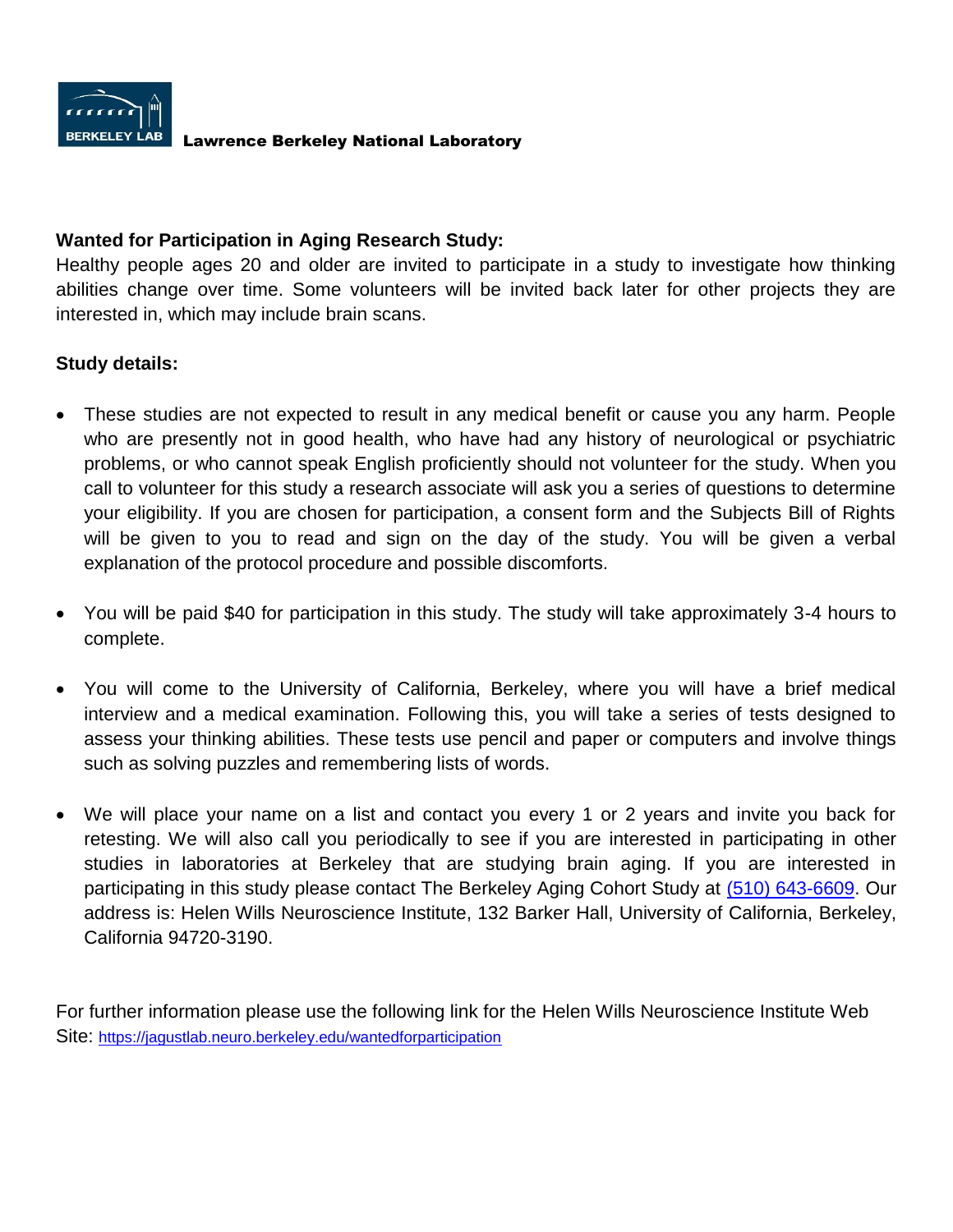**Lawrence Berkeley National Laboratory**

**Wanted for Participation in Aging Research Study:**

Healthy people ages 20 and older are invited to participate in a study to investigate how thinking abilities change over time. Some volunteers will be invited back later for other projects they are interested in, which may include brain scans.

**Study details:**

- These studies are not expected to result in any medical benefit or cause you any harm. People who are presently not in good health, who have had any history of neurological or psychiatric problems, or who cannot speak English proficiently should not volunteer for the study. When you call to volunteer for this study a research associate will ask you a series of questions to determine your eligibility. If you are chosen for participation, a consent form and the Subjects Bill of Rights will be given to you to read and sign on the day of the study. You will be given a verbal explanation of the protocol procedure and possible discomforts.

- You will be paid $40 for participation in this study. The study will take approximately 3-4 hours to complete.

- You will come to the University of California, Berkeley, where you will have a brief medical interview and a medical examination. Following this, you will take a series of tests designed to assess your thinking abilities. These tests use pencil and paper or computers and involve things such as solving puzzles and remembering lists of words.

- We will place your name on a list and contact you every 1 or 2 years and invite you back for retesting. We will also call you periodically to see if you are interested in participating in other studies in laboratories at Berkeley that are studying brain aging. If you are interested in participating in this study please contact The Berkeley Aging Cohort Study at (510) 643-6609. Our address is: Helen Wills Neuroscience Institute, 132 Barker Hall, University of California, Berkeley, California 94720-3190.

For further information please use the following link for the Helen Wills Neuroscience Institute Web Site: https://jagustlab.neuro.berkeley.edu/wantedforparticipation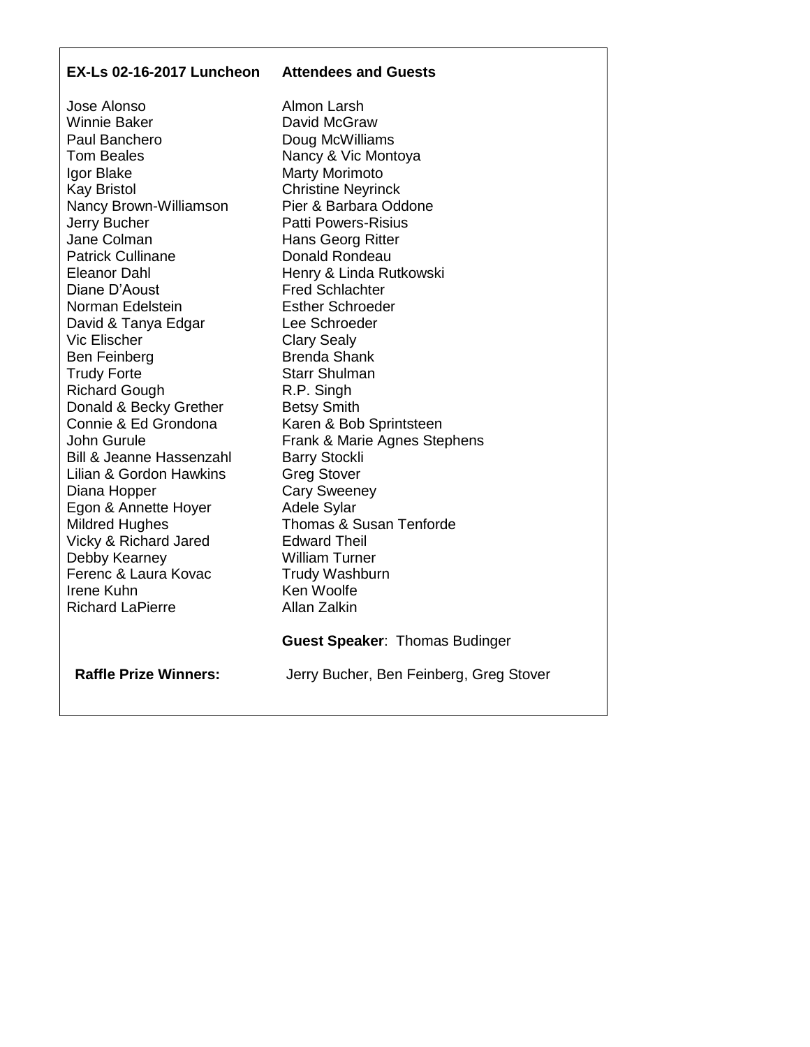**EX-Ls 02-16-2017 Luncheon Attendees and Guests**

Jose Alonso
Winnie Baker
Paul Banchero
Tom Beales
Igor Blake
Kay Bristol
Nancy Brown-Williamson
Jerry Bucher
Jane Colman
Patrick Cullinane
Eleanor Dahl
Diane D'Aoust
Norman Edelstein
David & Tanya Edgar
Vic Elischer
Ben Feinberg
Trudy Forte
Richard Gough
Donald & Becky Grether
Connie & Ed Grondona
John Gurule
Bill & Jeanne Hassenzahl
Lilian & Gordon Hawkins
Diana Hopper
Egon & Annette Hoyer
Mildred Hughes
Vicky & Richard Jared
Debby Kearney
Ferenc & Laura Kovac
Irene Kuhn
Richard LaPierre

Almon Larsh
David McGraw
Doug McWilliams
Nancy & Vic Montoya
Marty Morimoto
Christine Neyrinck
Pier & Barbara Oddone
Patti Powers-Risius
Hans Georg Ritter
Donald Rondeau
Henry & Linda Rutkowski
Fred Schlachter
Esther Schroeder
Lee Schroeder
Clary Sealy
Brenda Shank
Starr Shulman
R.P. Singh
Betsy Smith
Karen & Bob Sprintsteen
Frank & Marie Agnes Stephens
Barry Stockli
Greg Stover
Cary Sweeney
Adele Sylar
Thomas & Susan Tenforde
Edward Theil
William Turner
Trudy Washburn
Ken Woolfe
Allan Zalkin

**Guest Speaker**: Thomas Budinger

**Raffle Prize Winners:** Jerry Bucher, Ben Feinberg, Greg Stover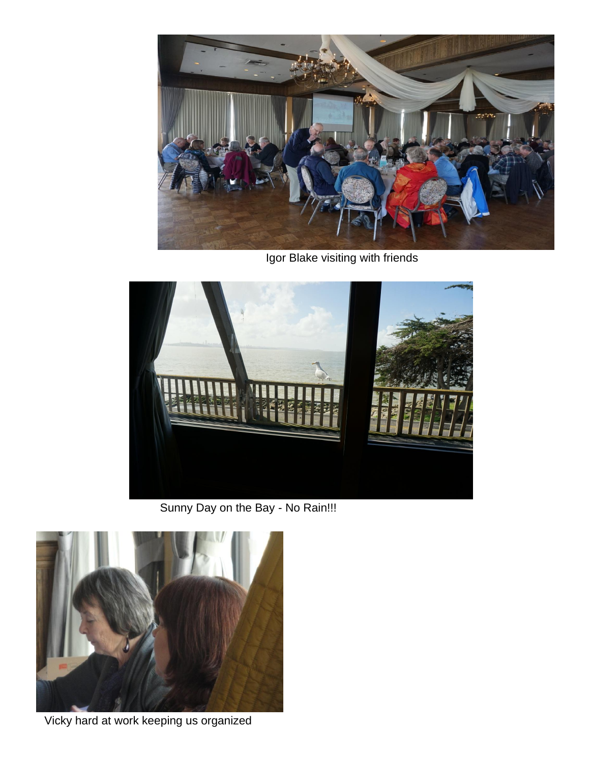Igor Blake visiting with friends

Sunny Day on the Bay - No Rain!!!

Vicky hard at work keeping us organized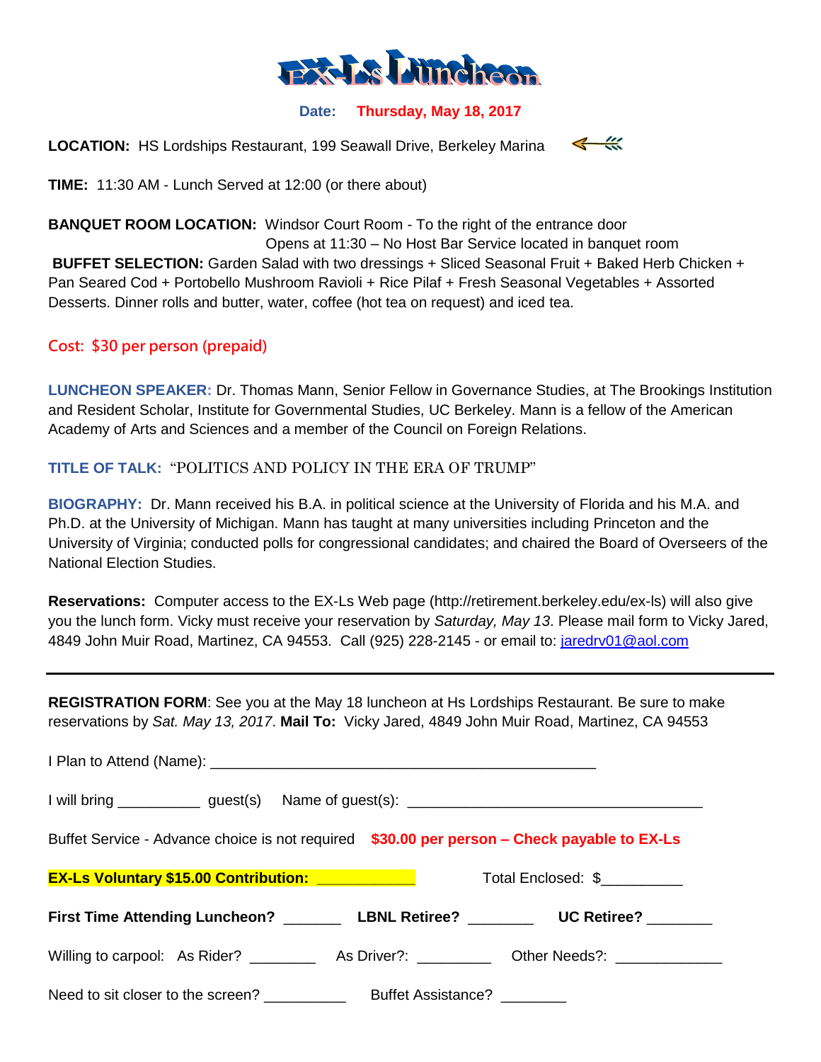# EX-Ls Luncheon

**Date: Thursday, May 18, 2017**

**LOCATION:** HS Lordships Restaurant, 199 Seawall Drive, Berkeley Marina

**TIME:** 11:30 AM - Lunch Served at 12:00 (or there about)

**BANQUET ROOM LOCATION:** Windsor Court Room - To the right of the entrance door
Opens at 11:30 – No Host Bar Service located in banquet room

**BUFFET SELECTION:** Garden Salad with two dressings + Sliced Seasonal Fruit + Baked Herb Chicken + Pan Seared Cod + Portobello Mushroom Ravioli + Rice Pilaf + Fresh Seasonal Vegetables + Assorted Desserts. Dinner rolls and butter, water, coffee (hot tea on request) and iced tea.

**Cost: $30 per person (prepaid)**

**LUNCHEON SPEAKER:** Dr. Thomas Mann, Senior Fellow in Governance Studies, at The Brookings Institution and Resident Scholar, Institute for Governmental Studies, UC Berkeley. Mann is a fellow of the American Academy of Arts and Sciences and a member of the Council on Foreign Relations.

**TITLE OF TALK:** "POLITICS AND POLICY IN THE ERA OF TRUMP"

**BIOGRAPHY:** Dr. Mann received his B.A. in political science at the University of Florida and his M.A. and Ph.D. at the University of Michigan. Mann has taught at many universities including Princeton and the University of Virginia; conducted polls for congressional candidates; and chaired the Board of Overseers of the National Election Studies.

**Reservations:** Computer access to the EX-Ls Web page (http://retirement.berkeley.edu/ex-ls) will also give you the lunch form. Vicky must receive your reservation by *Saturday, May 13*. Please mail form to Vicky Jared, 4849 John Muir Road, Martinez, CA 94553. Call (925) 228-2145 - or email to: jaredrv01@aol.com

---

**REGISTRATION FORM**: See you at the May 18 luncheon at Hs Lordships Restaurant. Be sure to make reservations by *Sat. May 13, 2017*. **Mail To:** Vicky Jared, 4849 John Muir Road, Martinez, CA 94553

I Plan to Attend (Name): ______________________________________________

I will bring __________ guest(s) Name of guest(s): ____________________________________

Buffet Service - Advance choice is not required **$30.00 per person – Check payable to EX-Ls**

**EX-Ls Voluntary $15.00 Contribution:** ___________ Total Enclosed: $__________

**First Time Attending Luncheon?** _______ **LBNL Retiree?** ________ **UC Retiree?** ________

Willing to carpool: As Rider? ________ As Driver?: _________ Other Needs?: _____________

Need to sit closer to the screen? __________ Buffet Assistance? ________